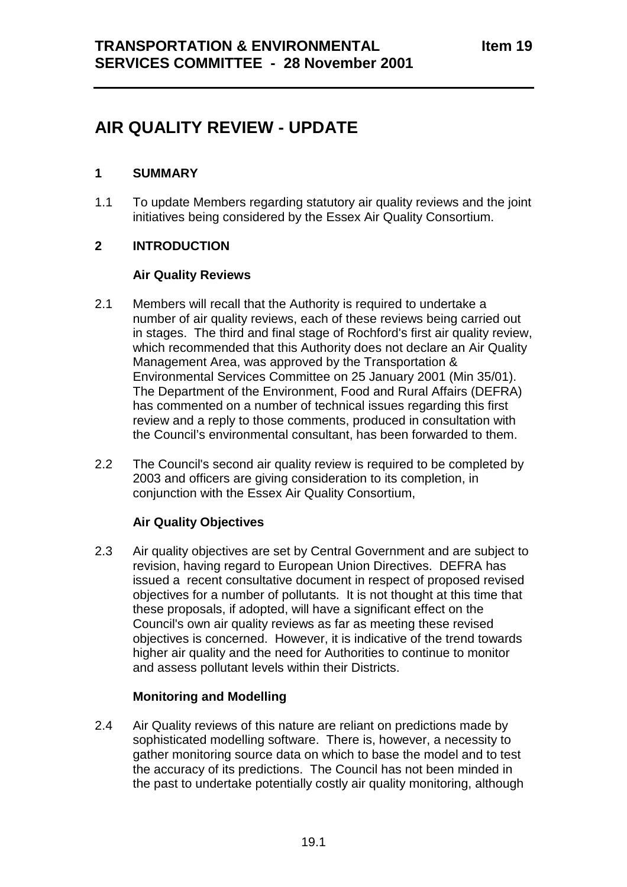**TRANSPORTATION & ENVIRONMENTAL SERVICES COMMITTEE - 28 November 2001** **Item 19**

# AIR QUALITY REVIEW - UPDATE

## 1 SUMMARY

1.1 To update Members regarding statutory air quality reviews and the joint initiatives being considered by the Essex Air Quality Consortium.

## 2 INTRODUCTION

### Air Quality Reviews

2.1 Members will recall that the Authority is required to undertake a number of air quality reviews, each of these reviews being carried out in stages. The third and final stage of Rochford's first air quality review, which recommended that this Authority does not declare an Air Quality Management Area, was approved by the Transportation & Environmental Services Committee on 25 January 2001 (Min 35/01). The Department of the Environment, Food and Rural Affairs (DEFRA) has commented on a number of technical issues regarding this first review and a reply to those comments, produced in consultation with the Council's environmental consultant, has been forwarded to them.

2.2 The Council's second air quality review is required to be completed by 2003 and officers are giving consideration to its completion, in conjunction with the Essex Air Quality Consortium,

### Air Quality Objectives

2.3 Air quality objectives are set by Central Government and are subject to revision, having regard to European Union Directives. DEFRA has issued a recent consultative document in respect of proposed revised objectives for a number of pollutants. It is not thought at this time that these proposals, if adopted, will have a significant effect on the Council's own air quality reviews as far as meeting these revised objectives is concerned. However, it is indicative of the trend towards higher air quality and the need for Authorities to continue to monitor and assess pollutant levels within their Districts.

### Monitoring and Modelling

2.4 Air Quality reviews of this nature are reliant on predictions made by sophisticated modelling software. There is, however, a necessity to gather monitoring source data on which to base the model and to test the accuracy of its predictions. The Council has not been minded in the past to undertake potentially costly air quality monitoring, although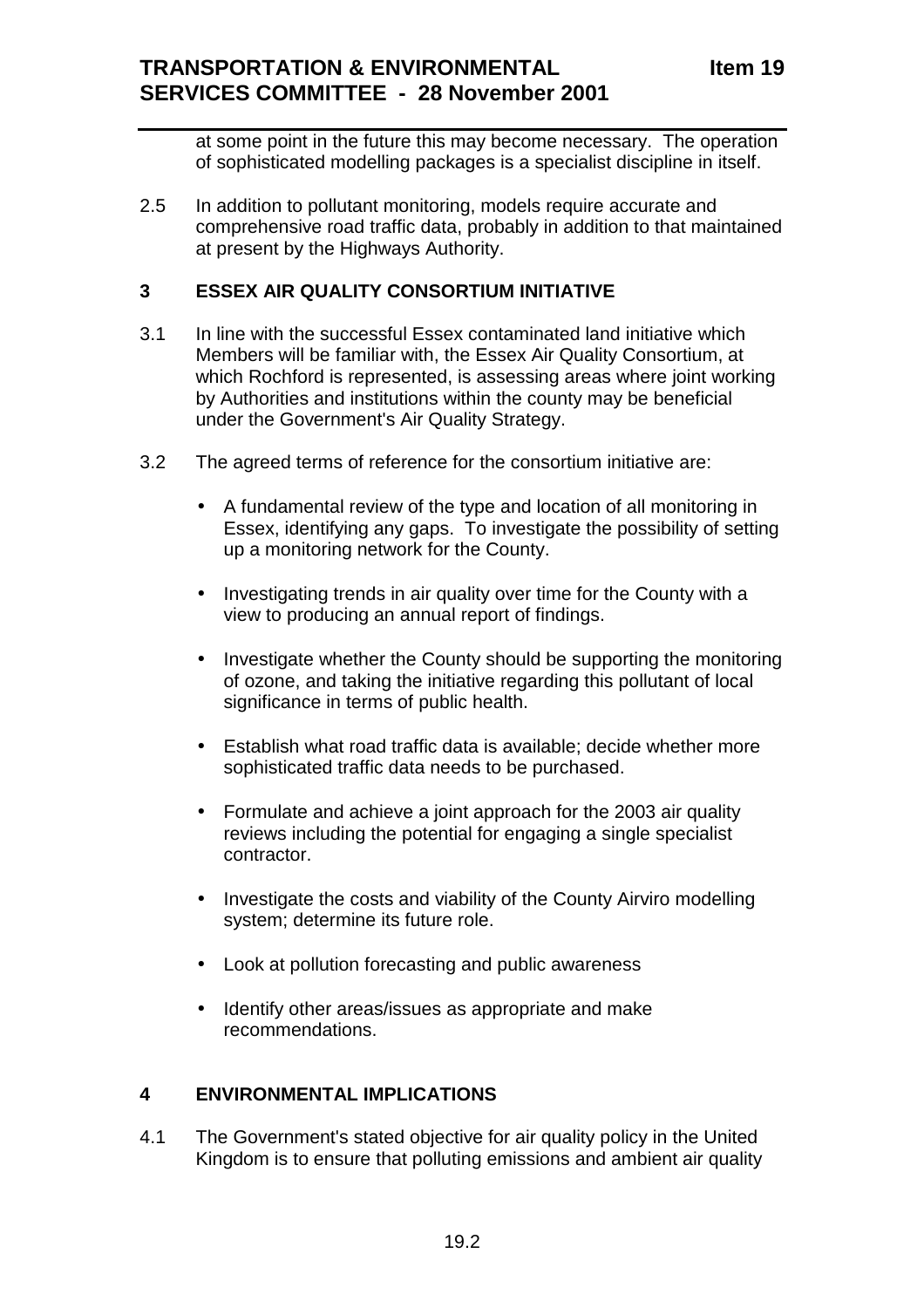at some point in the future this may become necessary. The operation of sophisticated modelling packages is a specialist discipline in itself.

2.5 In addition to pollutant monitoring, models require accurate and comprehensive road traffic data, probably in addition to that maintained at present by the Highways Authority.

## 3 ESSEX AIR QUALITY CONSORTIUM INITIATIVE

3.1 In line with the successful Essex contaminated land initiative which Members will be familiar with, the Essex Air Quality Consortium, at which Rochford is represented, is assessing areas where joint working by Authorities and institutions within the county may be beneficial under the Government's Air Quality Strategy.

3.2 The agreed terms of reference for the consortium initiative are:

- A fundamental review of the type and location of all monitoring in Essex, identifying any gaps. To investigate the possibility of setting up a monitoring network for the County.
- Investigating trends in air quality over time for the County with a view to producing an annual report of findings.
- Investigate whether the County should be supporting the monitoring of ozone, and taking the initiative regarding this pollutant of local significance in terms of public health.
- Establish what road traffic data is available; decide whether more sophisticated traffic data needs to be purchased.
- Formulate and achieve a joint approach for the 2003 air quality reviews including the potential for engaging a single specialist contractor.
- Investigate the costs and viability of the County Airviro modelling system; determine its future role.
- Look at pollution forecasting and public awareness
- Identify other areas/issues as appropriate and make recommendations.

## 4 ENVIRONMENTAL IMPLICATIONS

4.1 The Government's stated objective for air quality policy in the United Kingdom is to ensure that polluting emissions and ambient air quality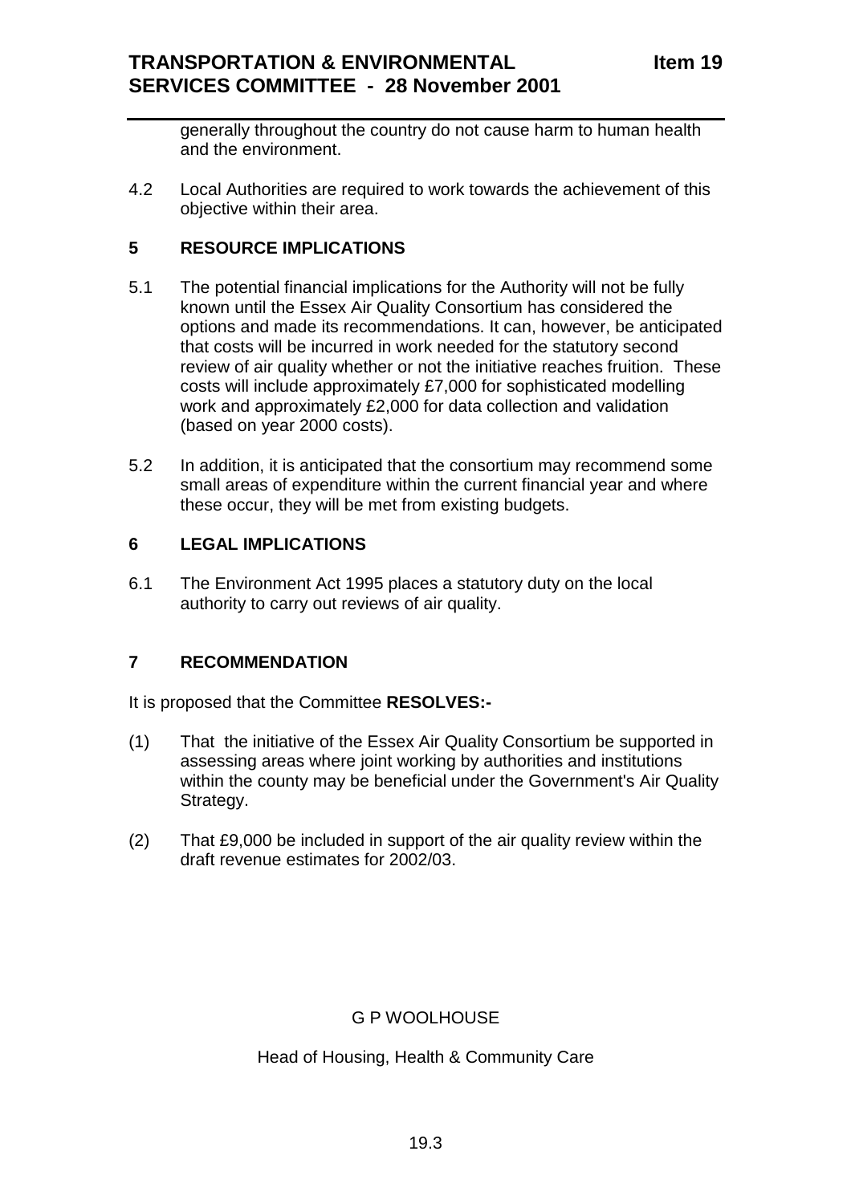generally throughout the country do not cause harm to human health and the environment.

4.2 Local Authorities are required to work towards the achievement of this objective within their area.

## 5 RESOURCE IMPLICATIONS

5.1 The potential financial implications for the Authority will not be fully known until the Essex Air Quality Consortium has considered the options and made its recommendations. It can, however, be anticipated that costs will be incurred in work needed for the statutory second review of air quality whether or not the initiative reaches fruition. These costs will include approximately £7,000 for sophisticated modelling work and approximately £2,000 for data collection and validation (based on year 2000 costs).

5.2 In addition, it is anticipated that the consortium may recommend some small areas of expenditure within the current financial year and where these occur, they will be met from existing budgets.

## 6 LEGAL IMPLICATIONS

6.1 The Environment Act 1995 places a statutory duty on the local authority to carry out reviews of air quality.

## 7 RECOMMENDATION

It is proposed that the Committee **RESOLVES:-**

(1) That the initiative of the Essex Air Quality Consortium be supported in assessing areas where joint working by authorities and institutions within the county may be beneficial under the Government's Air Quality Strategy.

(2) That £9,000 be included in support of the air quality review within the draft revenue estimates for 2002/03.

G P WOOLHOUSE

Head of Housing, Health & Community Care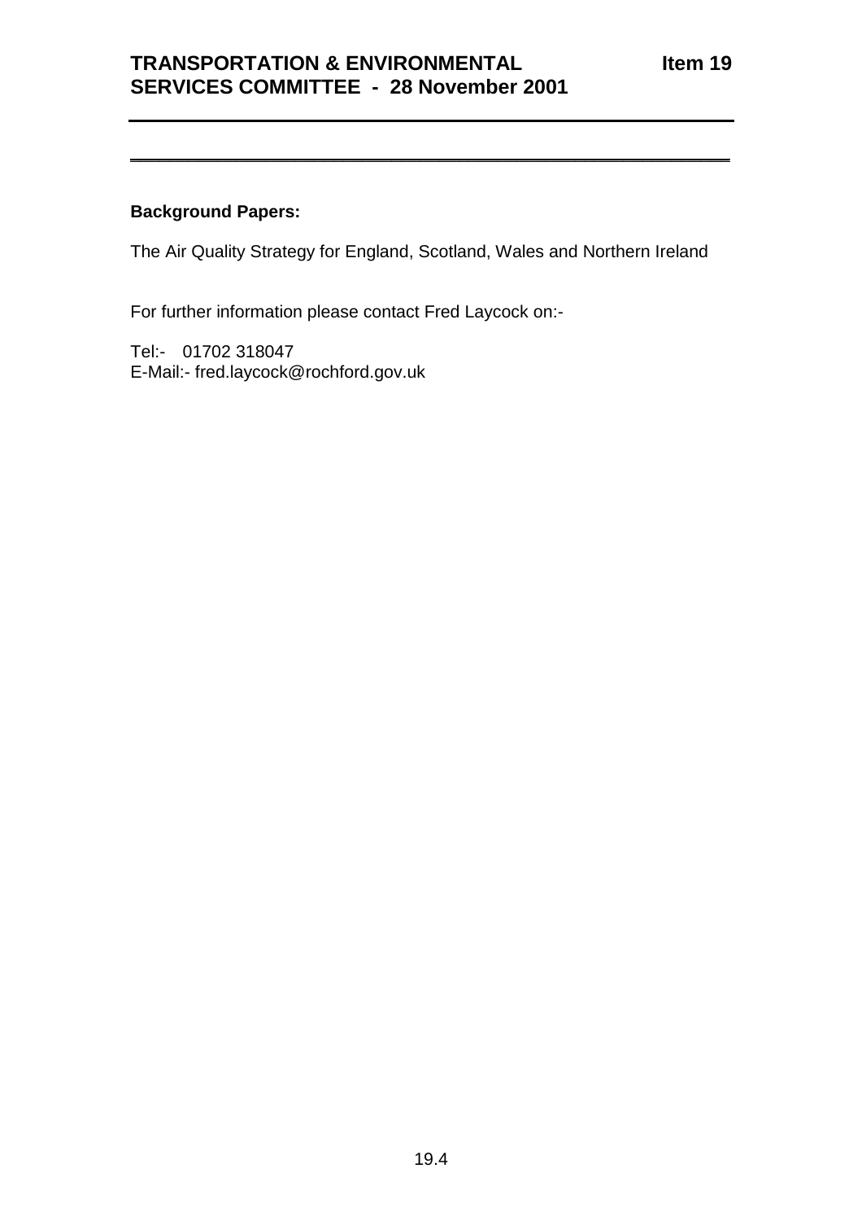**Background Papers:**

The Air Quality Strategy for England, Scotland, Wales and Northern Ireland

For further information please contact Fred Laycock on:-

Tel:- 01702 318047
E-Mail:- fred.laycock@rochford.gov.uk